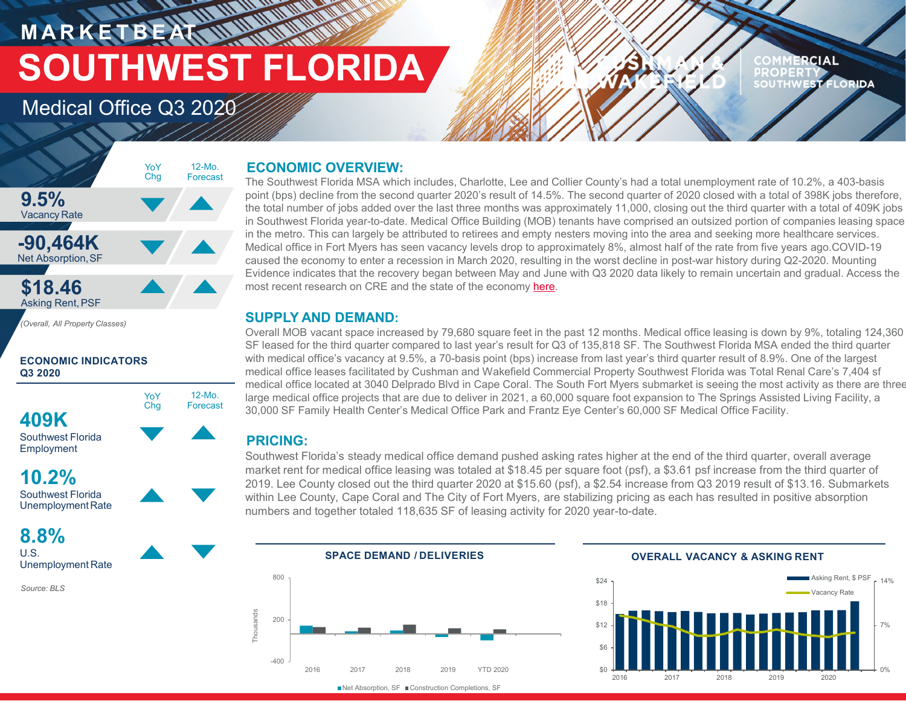# MARKETBEAT

# SOUTHWEST FLORIDA

## Medical Office Q3 2020

CUSHMAN & WAKEFIELD | COMMERCIAL PROPERTY SOUTHWEST FLORIDA

| | YoY Chg | 12-Mo. Forecast |
|---|---|---|
| **9.5%** Vacancy Rate | ▼ | ▲ |
| **-90,464K** Net Absorption, SF | ▼ | ▲ |
| **$18.46** Asking Rent, PSF | ▲ | ▲ |

*(Overall, All Property Classes)*

### ECONOMIC INDICATORS Q3 2020

| | YoY Chg | 12-Mo. Forecast |
|---|---|---|
| **409K** Southwest Florida Employment | ▼ | ▲ |
| **10.2%** Southwest Florida Unemployment Rate | ▲ | ▼ |
| **8.8%** U.S. Unemployment Rate | ▲ | ▼ |

*Source: BLS*

## ECONOMIC OVERVIEW:

The Southwest Florida MSA which includes, Charlotte, Lee and Collier County's had a total unemployment rate of 10.2%, a 403-basis point (bps) decline from the second quarter 2020's result of 14.5%. The second quarter of 2020 closed with a total of 398K jobs therefore, the total number of jobs added over the last three months was approximately 11,000, closing out the third quarter with a total of 409K jobs in Southwest Florida year-to-date. Medical Office Building (MOB) tenants have comprised an outsized portion of companies leasing space in the metro. This can largely be attributed to retirees and empty nesters moving into the area and seeking more healthcare services. Medical office in Fort Myers has seen vacancy levels drop to approximately 8%, almost half of the rate from five years ago.COVID-19 caused the economy to enter a recession in March 2020, resulting in the worst decline in post-war history during Q2-2020. Mounting Evidence indicates that the recovery began between May and June with Q3 2020 data likely to remain uncertain and gradual. Access the most recent research on CRE and the state of the economy here.

## SUPPLY AND DEMAND:

Overall MOB vacant space increased by 79,680 square feet in the past 12 months. Medical office leasing is down by 9%, totaling 124,360 SF leased for the third quarter compared to last year's result for Q3 of 135,818 SF. The Southwest Florida MSA ended the third quarter with medical office's vacancy at 9.5%, a 70-basis point (bps) increase from last year's third quarter result of 8.9%. One of the largest medical office leases facilitated by Cushman and Wakefield Commercial Property Southwest Florida was Total Renal Care's 7,404 sf medical office located at 3040 Delprado Blvd in Cape Coral. The South Fort Myers submarket is seeing the most activity as there are three large medical office projects that are due to deliver in 2021, a 60,000 square foot expansion to The Springs Assisted Living Facility, a 30,000 SF Family Health Center's Medical Office Park and Frantz Eye Center's 60,000 SF Medical Office Facility.

## PRICING:

Southwest Florida's steady medical office demand pushed asking rates higher at the end of the third quarter, overall average market rent for medical office leasing was totaled at $18.45 per square foot (psf), a $3.61 psf increase from the third quarter of 2019. Lee County closed out the third quarter 2020 at $15.60 (psf), a $2.54 increase from Q3 2019 result of $13.16. Submarkets within Lee County, Cape Coral and The City of Fort Myers, are stabilizing pricing as each has resulted in positive absorption numbers and together totaled 118,635 SF of leasing activity for 2020 year-to-date.

**SPACE DEMAND / DELIVERIES**

Net Absorption, SF; Construction Completions, SF (Thousands) — 2016, 2017, 2018, 2019, YTD 2020

**OVERALL VACANCY & ASKING RENT**

Asking Rent, $ PSF; Vacancy Rate — 2016–2020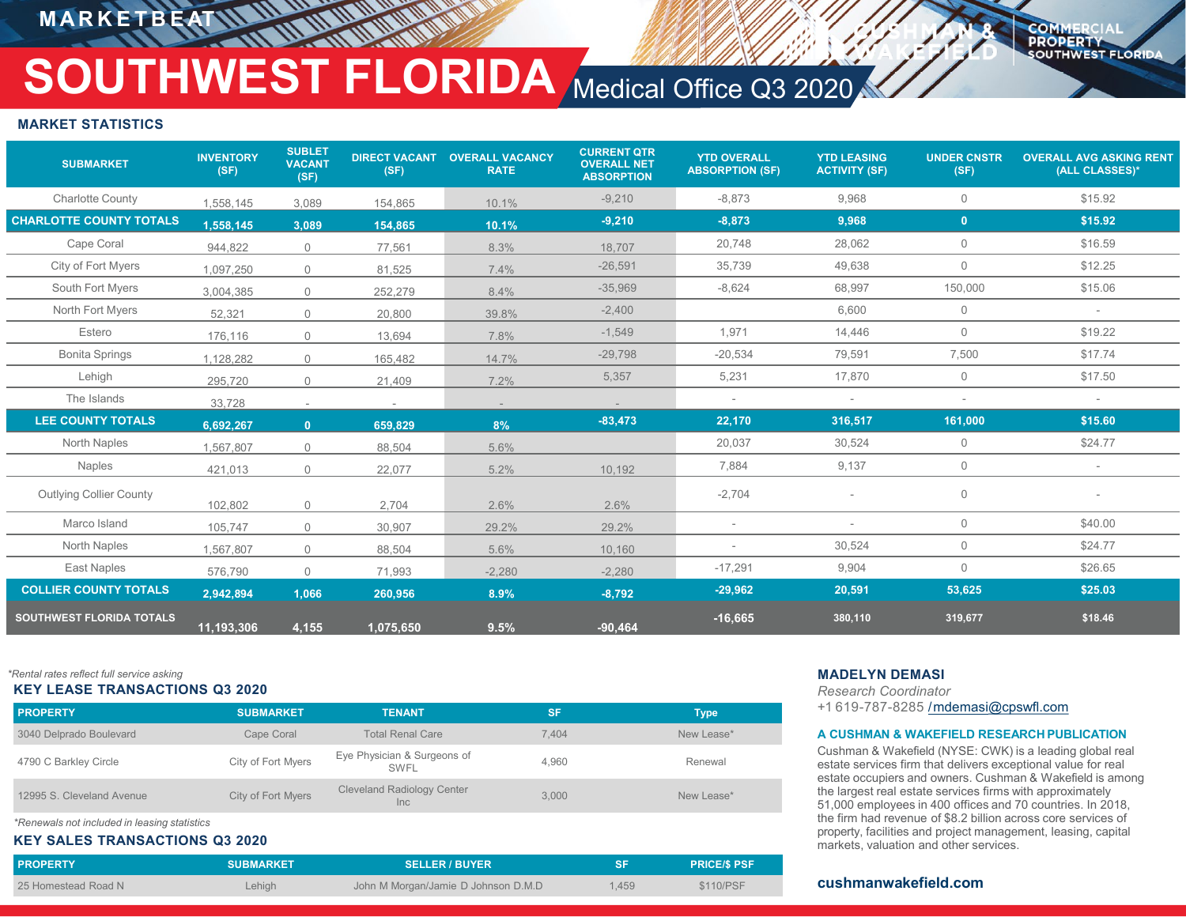# MARKETBEAT

# SOUTHWEST FLORIDA

## Medical Office Q3 2020

### MARKET STATISTICS

| SUBMARKET | INVENTORY (SF) | SUBLET VACANT (SF) | DIRECT VACANT (SF) | OVERALL VACANCY RATE | CURRENT QTR OVERALL NET ABSORPTION | YTD OVERALL ABSORPTION (SF) | YTD LEASING ACTIVITY (SF) | UNDER CNSTR (SF) | OVERALL AVG ASKING RENT (ALL CLASSES)* |
|---|---|---|---|---|---|---|---|---|---|
| Charlotte County | 1,558,145 | 3,089 | 154,865 | 10.1% | -9,210 | -8,873 | 9,968 | 0 | $15.92 |
| **CHARLOTTE COUNTY TOTALS** | **1,558,145** | **3,089** | **154,865** | **10.1%** | **-9,210** | **-8,873** | **9,968** | **0** | **$15.92** |
| Cape Coral | 944,822 | 0 | 77,561 | 8.3% | 18,707 | 20,748 | 28,062 | 0 | $16.59 |
| City of Fort Myers | 1,097,250 | 0 | 81,525 | 7.4% | -26,591 | 35,739 | 49,638 | 0 | $12.25 |
| South Fort Myers | 3,004,385 | 0 | 252,279 | 8.4% | -35,969 | -8,624 | 68,997 | 150,000 | $15.06 |
| North Fort Myers | 52,321 | 0 | 20,800 | 39.8% | -2,400 | | 6,600 | 0 | - |
| Estero | 176,116 | 0 | 13,694 | 7.8% | -1,549 | 1,971 | 14,446 | 0 | $19.22 |
| Bonita Springs | 1,128,282 | 0 | 165,482 | 14.7% | -29,798 | -20,534 | 79,591 | 7,500 | $17.74 |
| Lehigh | 295,720 | 0 | 21,409 | 7.2% | 5,357 | 5,231 | 17,870 | 0 | $17.50 |
| The Islands | 33,728 | - | - | - | - | - | - | - | - |
| **LEE COUNTY TOTALS** | **6,692,267** | **0** | **659,829** | **8%** | **-83,473** | **22,170** | **316,517** | **161,000** | **$15.60** |
| North Naples | 1,567,807 | 0 | 88,504 | 5.6% | | 20,037 | 30,524 | 0 | $24.77 |
| Naples | 421,013 | 0 | 22,077 | 5.2% | 10,192 | 7,884 | 9,137 | 0 | - |
| Outlying Collier County | 102,802 | 0 | 2,704 | 2.6% | 2.6% | -2,704 | - | 0 | - |
| Marco Island | 105,747 | 0 | 30,907 | 29.2% | 29.2% | - | - | 0 | $40.00 |
| North Naples | 1,567,807 | 0 | 88,504 | 5.6% | 10,160 | - | 30,524 | 0 | $24.77 |
| East Naples | 576,790 | 0 | 71,993 | -2,280 | -2,280 | -17,291 | 9,904 | 0 | $26.65 |
| **COLLIER COUNTY TOTALS** | **2,942,894** | **1,066** | **260,956** | **8.9%** | **-8,792** | **-29,962** | **20,591** | **53,625** | **$25.03** |
| **SOUTHWEST FLORIDA TOTALS** | **11,193,306** | **4,155** | **1,075,650** | **9.5%** | **-90,464** | **-16,665** | **380,110** | **319,677** | **$18.46** |

*Rental rates reflect full service asking

### KEY LEASE TRANSACTIONS Q3 2020

| PROPERTY | SUBMARKET | TENANT | SF | Type |
|---|---|---|---|---|
| 3040 Delprado Boulevard | Cape Coral | Total Renal Care | 7,404 | New Lease* |
| 4790 C Barkley Circle | City of Fort Myers | Eye Physician & Surgeons of SWFL | 4,960 | Renewal |
| 12995 S. Cleveland Avenue | City of Fort Myers | Cleveland Radiology Center Inc | 3,000 | New Lease* |

*Renewals not included in leasing statistics

### KEY SALES TRANSACTIONS Q3 2020

| PROPERTY | SUBMARKET | SELLER / BUYER | SF | PRICE/$ PSF |
|---|---|---|---|---|
| 25 Homestead Road N | Lehigh | John M Morgan/Jamie D Johnson D.M.D | 1,459 | $110/PSF |

**MADELYN DEMASI**
*Research Coordinator*
+1 619-787-8285 /mdemasi@cpswfl.com

**A CUSHMAN & WAKEFIELD RESEARCH PUBLICATION**

Cushman & Wakefield (NYSE: CWK) is a leading global real estate services firm that delivers exceptional value for real estate occupiers and owners. Cushman & Wakefield is among the largest real estate services firms with approximately 51,000 employees in 400 offices and 70 countries. In 2018, the firm had revenue of $8.2 billion across core services of property, facilities and project management, leasing, capital markets, valuation and other services.

**cushmanwakefield.com**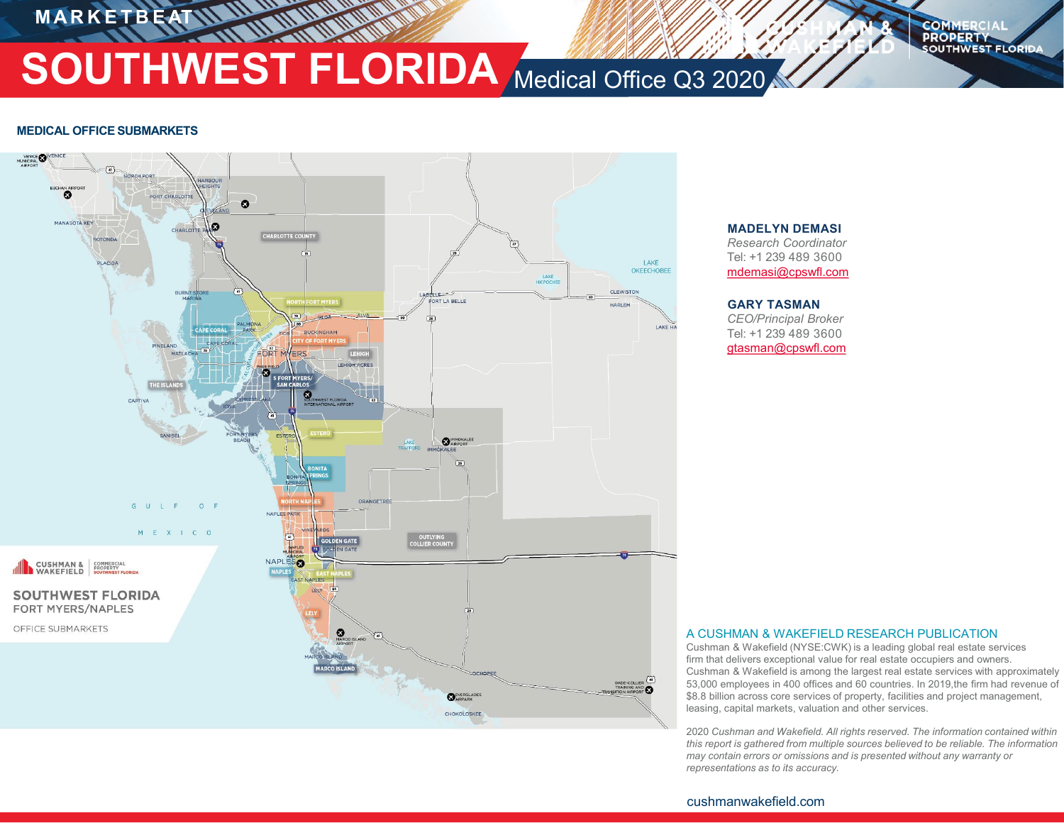# MARKETBEAT

# SOUTHWEST FLORIDA

## Medical Office Q3 2020

### MEDICAL OFFICE SUBMARKETS

CHARLOTTE COUNTY
NORTH FORT MYERS
CAPE CORAL
CITY OF FORT MYERS
LEHIGH
THE ISLANDS
S FORT MYERS/ SAN CARLOS
ESTERO
BONITA SPRINGS
NORTH NAPLES
GOLDEN GATE
OUTLYING COLLIER COUNTY
NAPLES
EAST NAPLES
LELY
MARCO ISLAND

GULF OF MEXICO

CUSHMAN & WAKEFIELD | COMMERCIAL PROPERTY SOUTHWEST FLORIDA

SOUTHWEST FLORIDA
FORT MYERS/NAPLES

OFFICE SUBMARKETS

**MADELYN DEMASI**
*Research Coordinator*
Tel: +1 239 489 3600
mdemasi@cpswfl.com

**GARY TASMAN**
*CEO/Principal Broker*
Tel: +1 239 489 3600
gtasman@cpswfl.com

### A CUSHMAN & WAKEFIELD RESEARCH PUBLICATION

Cushman & Wakefield (NYSE:CWK) is a leading global real estate services firm that delivers exceptional value for real estate occupiers and owners. Cushman & Wakefield is among the largest real estate services firms with approximately 53,000 employees in 400 offices and 60 countries. In 2019,the firm had revenue of $8.8 billion across core services of property, facilities and project management, leasing, capital markets, valuation and other services.

2020 *Cushman and Wakefield. All rights reserved. The information contained within this report is gathered from multiple sources believed to be reliable. The information may contain errors or omissions and is presented without any warranty or representations as to its accuracy.*

cushmanwakefield.com